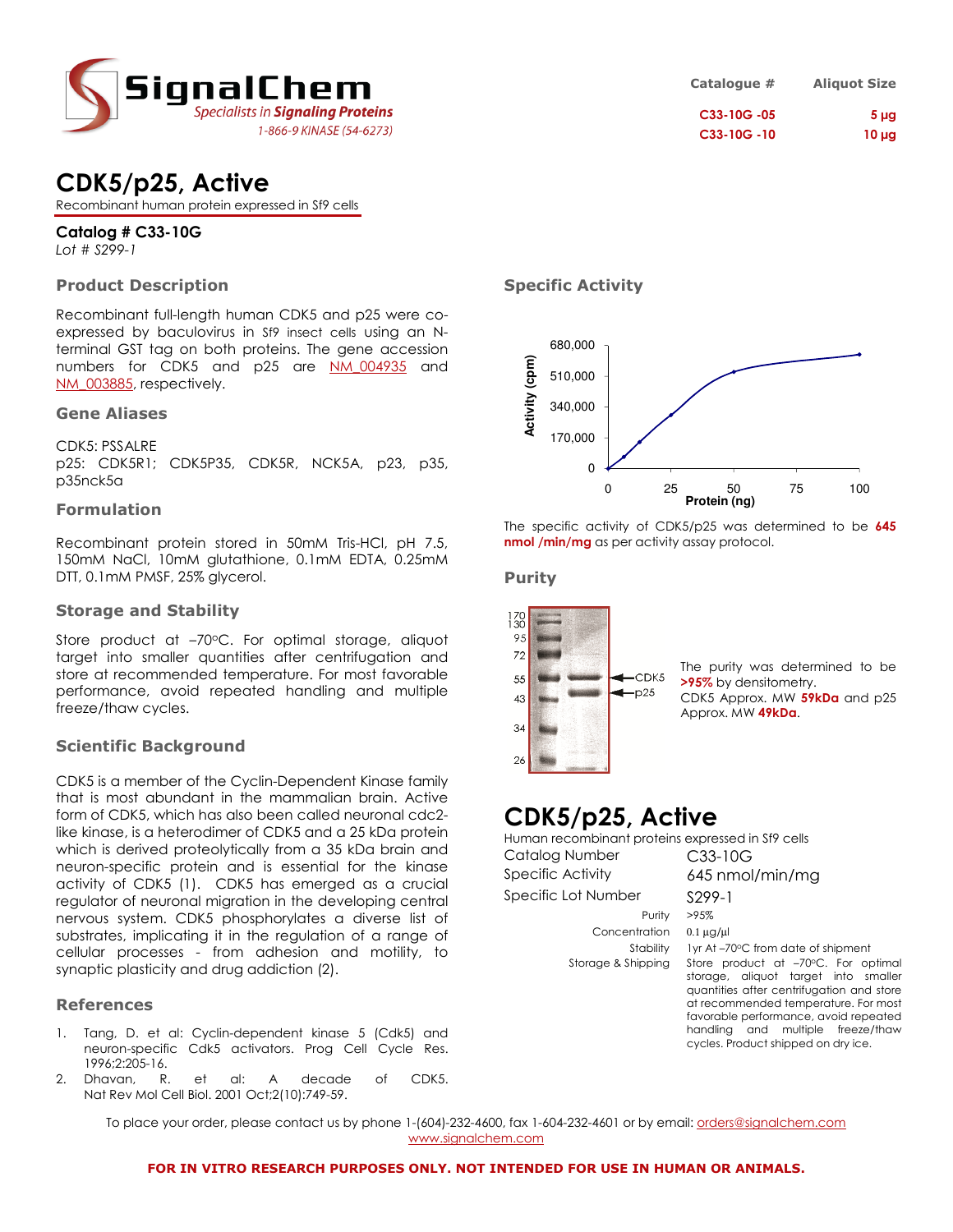# SignalChem

*Specialists in Signaling Proteins*

*1-866-9 KINASE (54-6273)*

| Catalogue # | Aliquot Size |
|---|---|
| C33-10G -05 | 5 µg |
| C33-10G -10 | 10 µg |

# CDK5/p25, Active

Recombinant human protein expressed in Sf9 cells

**Catalog # C33-10G**

*Lot # S299-1*

## Product Description

Recombinant full-length human CDK5 and p25 were co-expressed by baculovirus in Sf9 insect cells using an N-terminal GST tag on both proteins. The gene accession numbers for CDK5 and p25 are NM_004935 and NM_003885, respectively.

## Gene Aliases

CDK5: PSSALRE

p25: CDK5R1; CDK5P35, CDK5R, NCK5A, p23, p35, p35nck5a

## Formulation

Recombinant protein stored in 50mM Tris-HCl, pH 7.5, 150mM NaCl, 10mM glutathione, 0.1mM EDTA, 0.25mM DTT, 0.1mM PMSF, 25% glycerol.

## Storage and Stability

Store product at –70ºC. For optimal storage, aliquot target into smaller quantities after centrifugation and store at recommended temperature. For most favorable performance, avoid repeated handling and multiple freeze/thaw cycles.

## Scientific Background

CDK5 is a member of the Cyclin-Dependent Kinase family that is most abundant in the mammalian brain. Active form of CDK5, which has also been called neuronal cdc2-like kinase, is a heterodimer of CDK5 and a 25 kDa protein which is derived proteolytically from a 35 kDa brain and neuron-specific protein and is essential for the kinase activity of CDK5 (1). CDK5 has emerged as a crucial regulator of neuronal migration in the developing central nervous system. CDK5 phosphorylates a diverse list of substrates, implicating it in the regulation of a range of cellular processes - from adhesion and motility, to synaptic plasticity and drug addiction (2).

## References

1. Tang, D. et al: Cyclin-dependent kinase 5 (Cdk5) and neuron-specific Cdk5 activators. Prog Cell Cycle Res. 1996;2:205-16.
2. Dhavan, R. et al: A decade of CDK5. Nat Rev Mol Cell Biol. 2001 Oct;2(10):749-59.

## Specific Activity

680,000
510,000
340,000
170,000
0
Activity (cpm)
0
25
50
75
100
Protein (ng)

The specific activity of CDK5/p25 was determined to be **645 nmol /min/mg** as per activity assay protocol.

## Purity

170
130
95
72
55
43
34
26
CDK5
p25

The purity was determined to be **>95%** by densitometry. CDK5 Approx. MW **59kDa** and p25 Approx. MW **49kDa**.

# CDK5/p25, Active

Human recombinant proteins expressed in Sf9 cells

| | |
|---|---|
| Catalog Number | C33-10G |
| Specific Activity | 645 nmol/min/mg |
| Specific Lot Number | S299-1 |
| Purity | >95% |
| Concentration | 0.1 µg/µl |
| Stability | 1yr At –70ºC from date of shipment |
| Storage & Shipping | Store product at –70ºC. For optimal storage, aliquot target into smaller quantities after centrifugation and store at recommended temperature. For most favorable performance, avoid repeated handling and multiple freeze/thaw cycles. Product shipped on dry ice. |

To place your order, please contact us by phone 1-(604)-232-4600, fax 1-604-232-4601 or by email: orders@signalchem.com
www.signalchem.com

**FOR IN VITRO RESEARCH PURPOSES ONLY. NOT INTENDED FOR USE IN HUMAN OR ANIMALS.**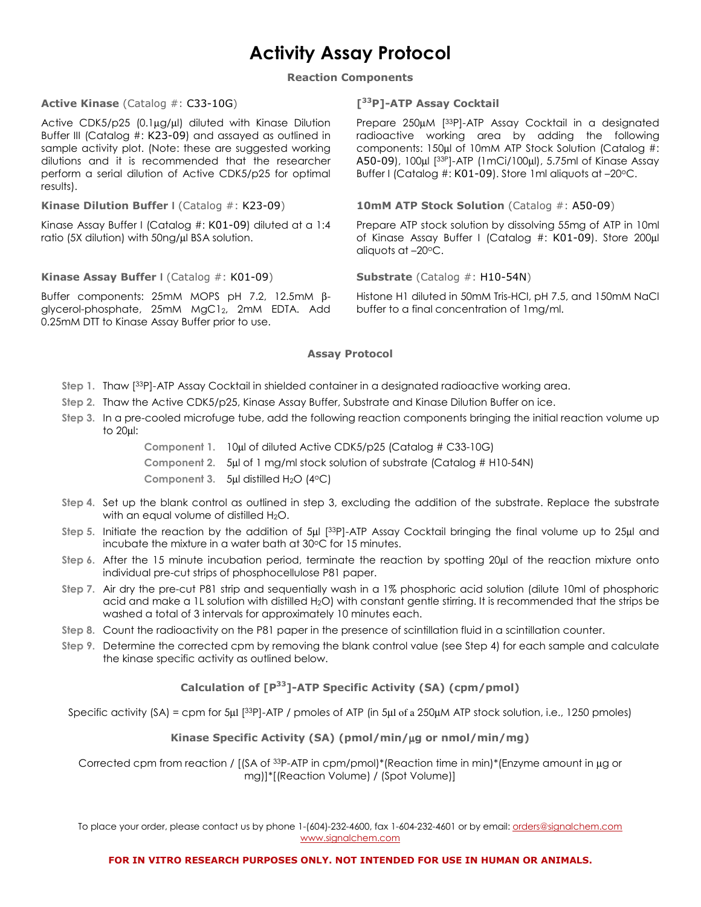# Activity Assay Protocol

## Reaction Components

**Active Kinase** (Catalog #: C33-10G)

Active CDK5/p25 (0.1µg/µl) diluted with Kinase Dilution Buffer III (Catalog #: K23-09) and assayed as outlined in sample activity plot. (Note: these are suggested working dilutions and it is recommended that the researcher perform a serial dilution of Active CDK5/p25 for optimal results).

**Kinase Dilution Buffer I** (Catalog #: K23-09)

Kinase Assay Buffer I (Catalog #: K01-09) diluted at a 1:4 ratio (5X dilution) with 50ng/µl BSA solution.

**Kinase Assay Buffer I** (Catalog #: K01-09)

Buffer components: 25mM MOPS pH 7.2, 12.5mM β-glycerol-phosphate, 25mM $MgCl_2$, 2mM EDTA. Add 0.25mM DTT to Kinase Assay Buffer prior to use.

**[33P]-ATP Assay Cocktail**

Prepare 250µM [33P]-ATP Assay Cocktail in a designated radioactive working area by adding the following components: 150µl of 10mM ATP Stock Solution (Catalog #: A50-09), 100µl [33P]-ATP (1mCi/100µl), 5.75ml of Kinase Assay Buffer I (Catalog #: K01-09). Store 1ml aliquots at –20°C.

**10mM ATP Stock Solution** (Catalog #: A50-09)

Prepare ATP stock solution by dissolving 55mg of ATP in 10ml of Kinase Assay Buffer I (Catalog #: K01-09). Store 200µl aliquots at –20°C.

**Substrate** (Catalog #: H10-54N)

Histone H1 diluted in 50mM Tris-HCl, pH 7.5, and 150mM NaCl buffer to a final concentration of 1mg/ml.

## Assay Protocol

- **Step 1.** Thaw [33P]-ATP Assay Cocktail in shielded container in a designated radioactive working area.
- **Step 2.** Thaw the Active CDK5/p25, Kinase Assay Buffer, Substrate and Kinase Dilution Buffer on ice.
- **Step 3.** In a pre-cooled microfuge tube, add the following reaction components bringing the initial reaction volume up to 20µl:
  - **Component 1.** 10µl of diluted Active CDK5/p25 (Catalog # C33-10G)
  - **Component 2.** 5µl of 1 mg/ml stock solution of substrate (Catalog # H10-54N)
  - **Component 3.** 5µl distilled $H_2O$ (4°C)
- **Step 4.** Set up the blank control as outlined in step 3, excluding the addition of the substrate. Replace the substrate with an equal volume of distilled $H_2O$.
- **Step 5.** Initiate the reaction by the addition of 5µl [33P]-ATP Assay Cocktail bringing the final volume up to 25µl and incubate the mixture in a water bath at 30°C for 15 minutes.
- **Step 6.** After the 15 minute incubation period, terminate the reaction by spotting 20µl of the reaction mixture onto individual pre-cut strips of phosphocellulose P81 paper.
- **Step 7.** Air dry the pre-cut P81 strip and sequentially wash in a 1% phosphoric acid solution (dilute 10ml of phosphoric acid and make a 1L solution with distilled $H_2O$) with constant gentle stirring. It is recommended that the strips be washed a total of 3 intervals for approximately 10 minutes each.
- **Step 8.** Count the radioactivity on the P81 paper in the presence of scintillation fluid in a scintillation counter.
- **Step 9.** Determine the corrected cpm by removing the blank control value (see Step 4) for each sample and calculate the kinase specific activity as outlined below.

### Calculation of [P33]-ATP Specific Activity (SA) (cpm/pmol)

Specific activity (SA) = cpm for 5µl [33P]-ATP / pmoles of ATP (in 5µl of a 250µM ATP stock solution, i.e., 1250 pmoles)

### Kinase Specific Activity (SA) (pmol/min/µg or nmol/min/mg)

Corrected cpm from reaction / [(SA of 33P-ATP in cpm/pmol)*(Reaction time in min)*(Enzyme amount in µg or mg)]*[(Reaction Volume) / (Spot Volume)]

To place your order, please contact us by phone 1-(604)-232-4600, fax 1-604-232-4601 or by email: orders@signalchem.com
www.signalchem.com

**FOR IN VITRO RESEARCH PURPOSES ONLY. NOT INTENDED FOR USE IN HUMAN OR ANIMALS.**